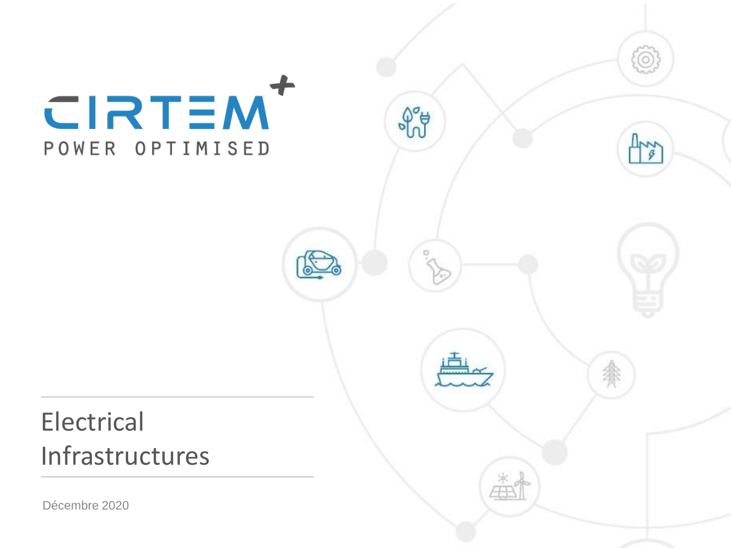CIRTEM

POWER OPTIMISED

# Electrical Infrastructures

Décembre 2020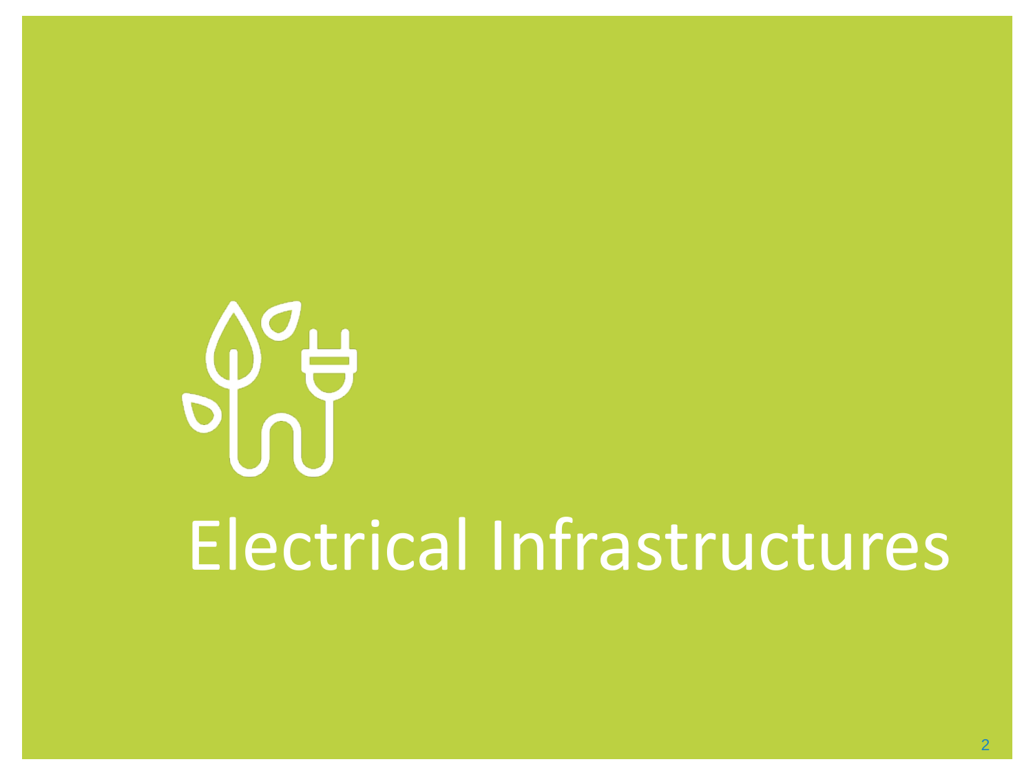# Electrical Infrastructures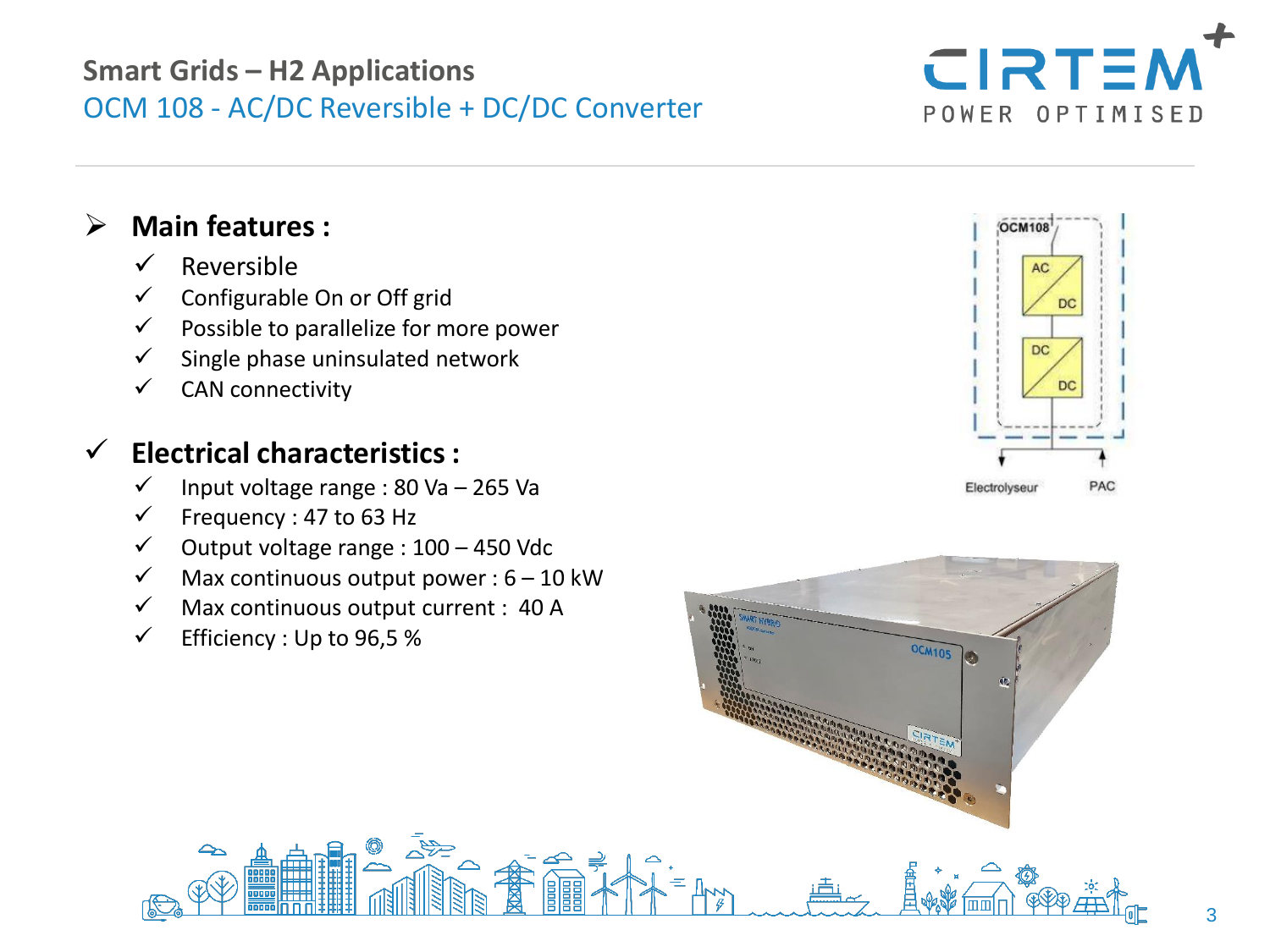## Smart Grids – H2 Applications

## OCM 108 - AC/DC Reversible + DC/DC Converter

- **Main features :**
  - ✓ Reversible
  - ✓ Configurable On or Off grid
  - ✓ Possible to parallelize for more power
  - ✓ Single phase uninsulated network
  - ✓ CAN connectivity

- **Electrical characteristics :**
  - ✓ Input voltage range : 80 Va – 265 Va
  - ✓ Frequency : 47 to 63 Hz
  - ✓ Output voltage range : 100 – 450 Vdc
  - ✓ Max continuous output power : 6 – 10 kW
  - ✓ Max continuous output current : 40 A
  - ✓ Efficiency : Up to 96,5 %

OCM108

AC

DC

DC

DC

Electrolyseur

PAC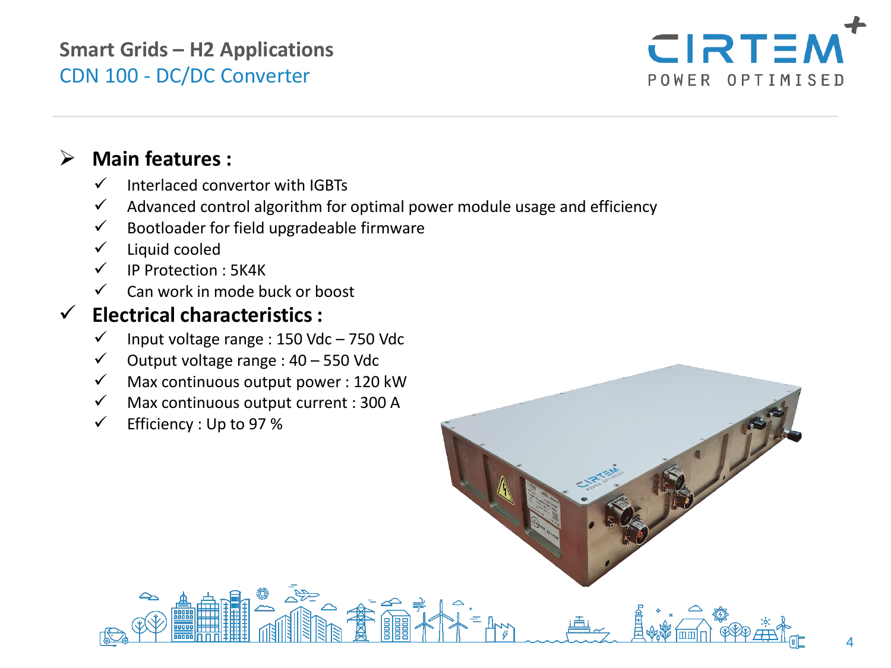# Smart Grids – H2 Applications

## CDN 100 - DC/DC Converter

CIRTEM POWER OPTIMISED

- **Main features :**
  - ✓ Interlaced convertor with IGBTs
  - ✓ Advanced control algorithm for optimal power module usage and efficiency
  - ✓ Bootloader for field upgradeable firmware
  - ✓ Liquid cooled
  - ✓ IP Protection : 5K4K
  - ✓ Can work in mode buck or boost
- ✓ **Electrical characteristics :**
  - ✓ Input voltage range : 150 Vdc – 750 Vdc
  - ✓ Output voltage range : 40 – 550 Vdc
  - ✓ Max continuous output power : 120 kW
  - ✓ Max continuous output current : 300 A
  - ✓ Efficiency : Up to 97 %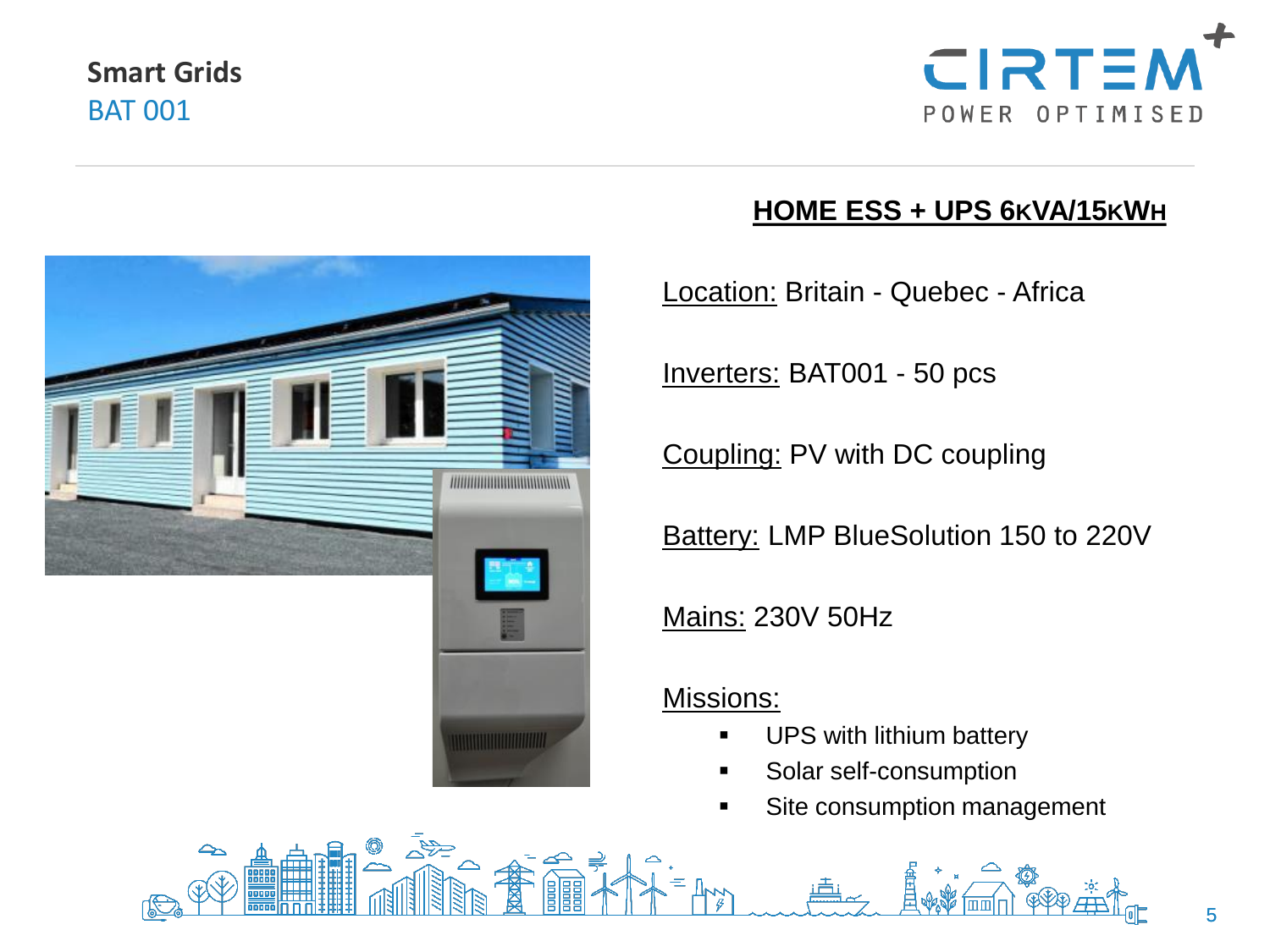Smart Grids

BAT 001

## HOME ESS + UPS 6KVA/15KWH

Location: Britain - Quebec - Africa

Inverters: BAT001 - 50 pcs

Coupling: PV with DC coupling

Battery: LMP BlueSolution 150 to 220V

Mains: 230V 50Hz

Missions:

- UPS with lithium battery
- Solar self-consumption
- Site consumption management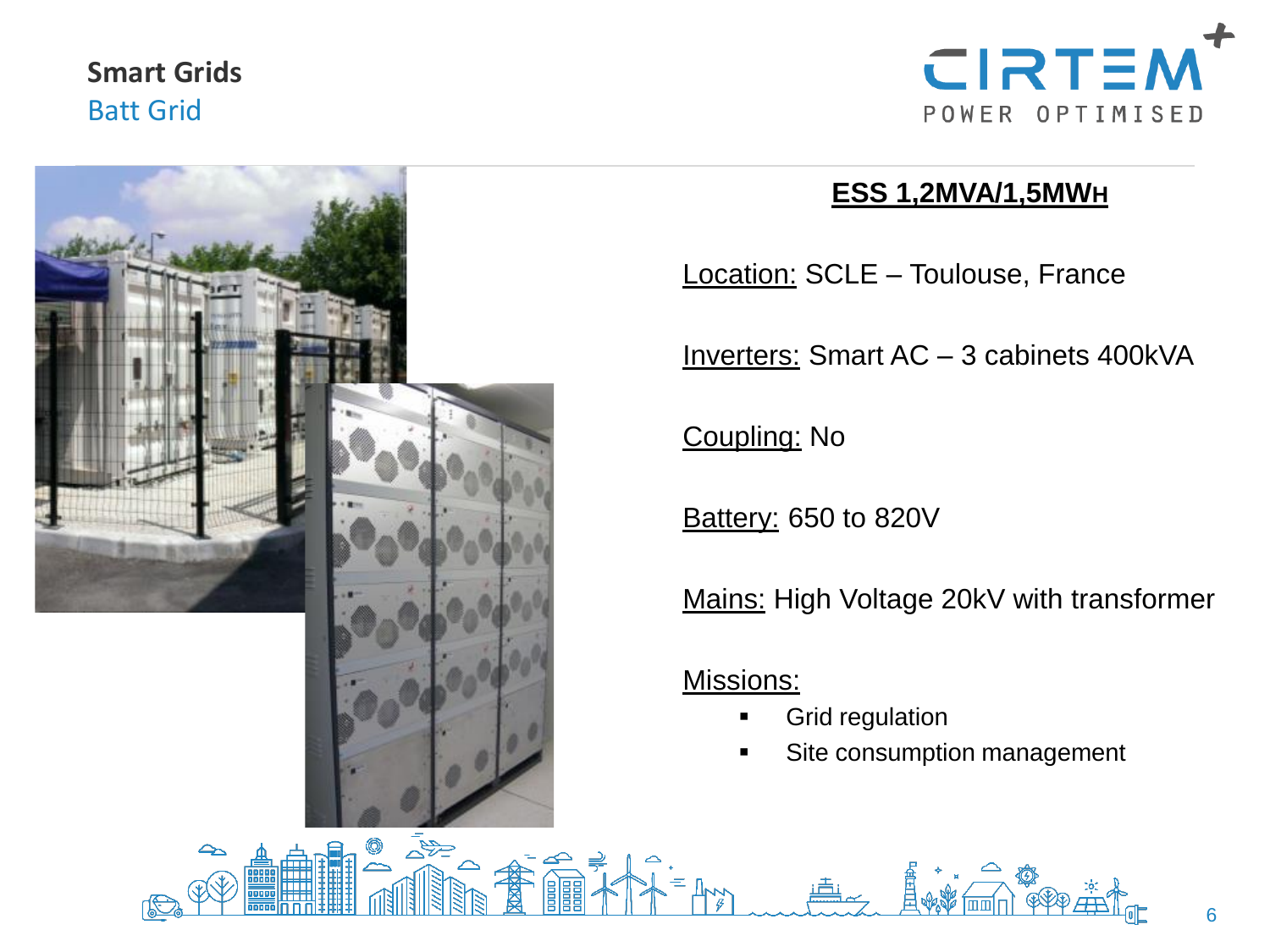# Smart Grids

## Batt Grid

**ESS 1,2MVA/1,5MWH**

Location: SCLE – Toulouse, France

Inverters: Smart AC – 3 cabinets 400kVA

Coupling: No

Battery: 650 to 820V

Mains: High Voltage 20kV with transformer

Missions:

- Grid regulation
- Site consumption management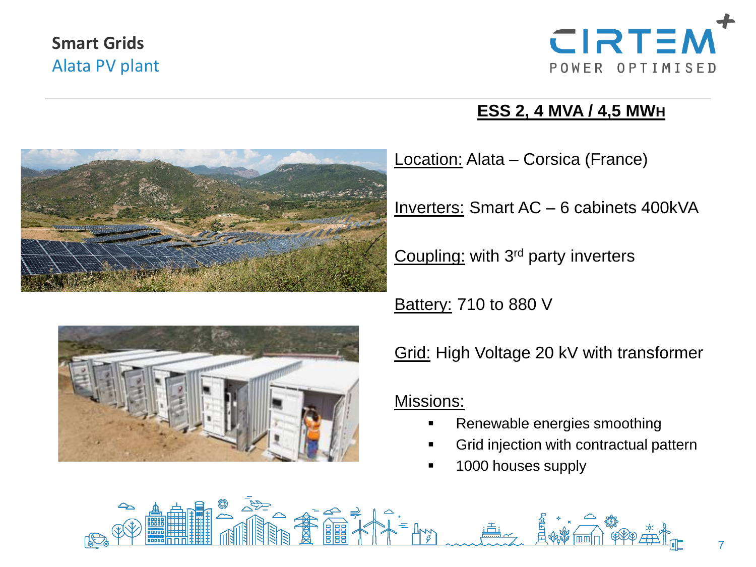# Smart Grids

## Alata PV plant

CIRTEM POWER OPTIMISED

**ESS 2, 4 MVA / 4,5 MWH**

Location: Alata – Corsica (France)

Inverters: Smart AC – 6 cabinets 400kVA

Coupling: with 3rd party inverters

Battery: 710 to 880 V

Grid: High Voltage 20 kV with transformer

Missions:

- Renewable energies smoothing
- Grid injection with contractual pattern
- 1000 houses supply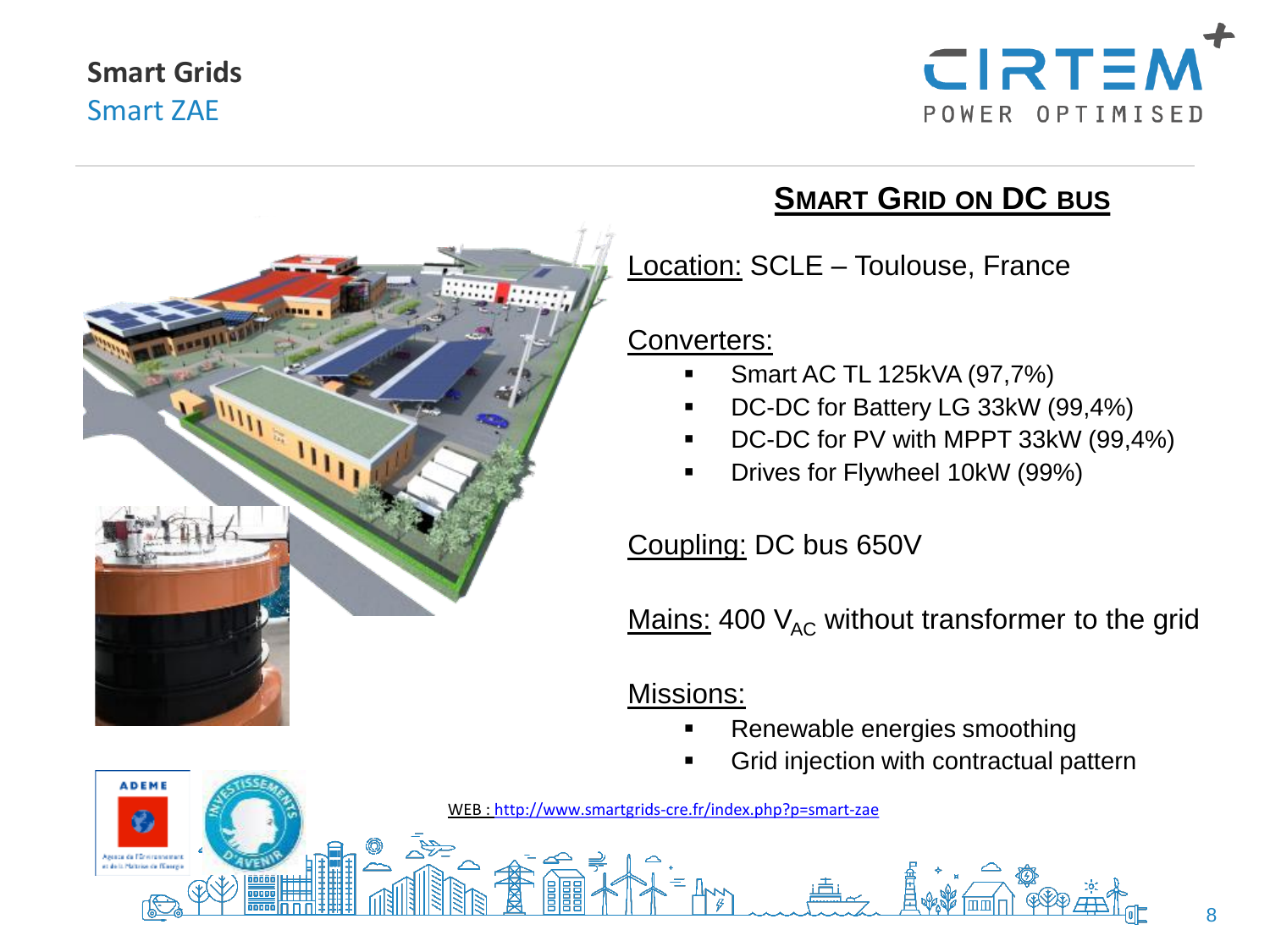# Smart Grids

## Smart ZAE

## SMART GRID ON DC BUS

Location: SCLE – Toulouse, France

Converters:

- Smart AC TL 125kVA (97,7%)
- DC-DC for Battery LG 33kW (99,4%)
- DC-DC for PV with MPPT 33kW (99,4%)
- Drives for Flywheel 10kW (99%)

Coupling: DC bus 650V

Mains: 400 $V_{AC}$ without transformer to the grid

Missions:

- Renewable energies smoothing
- Grid injection with contractual pattern

WEB : http://www.smartgrids-cre.fr/index.php?p=smart-zae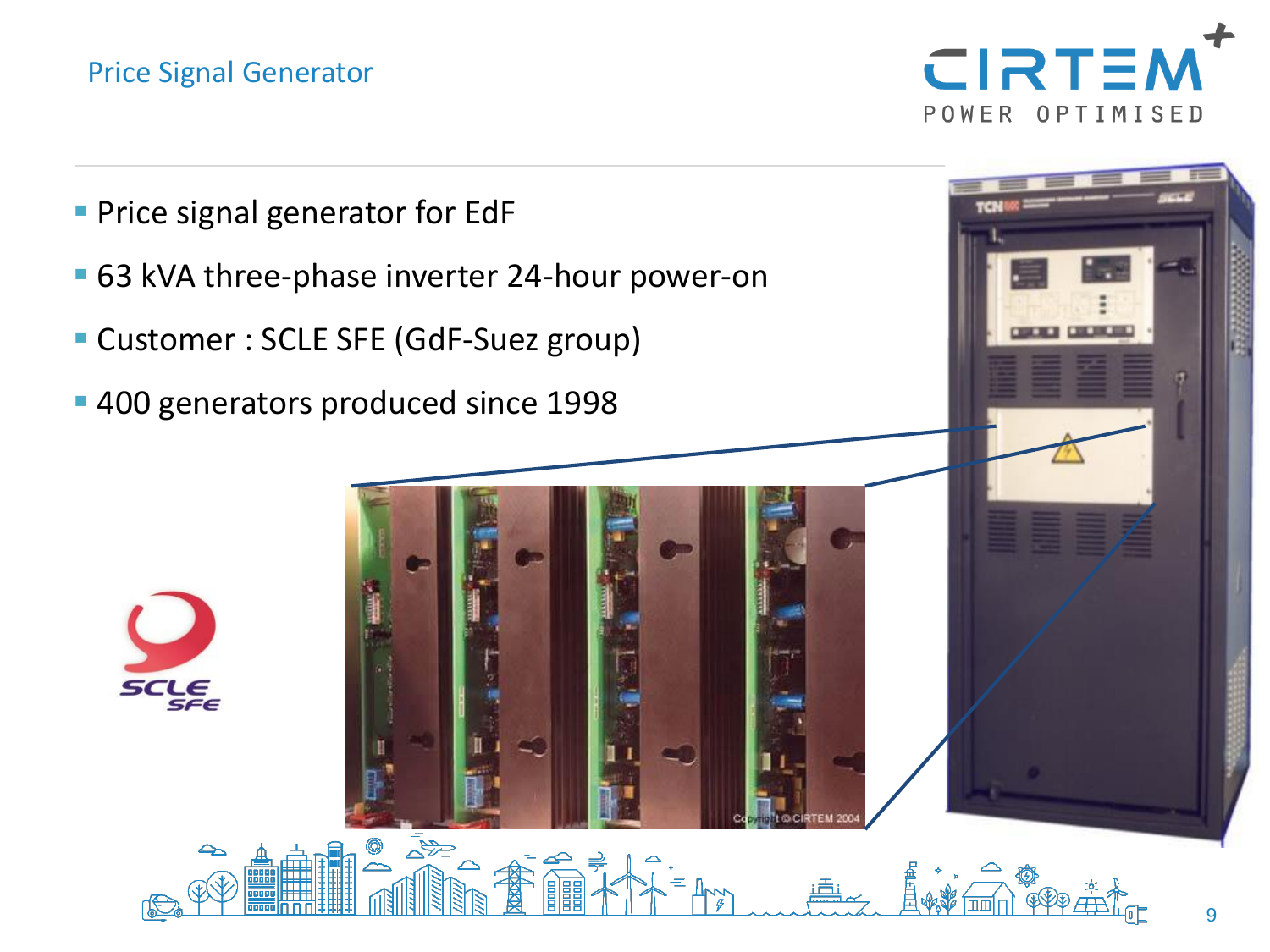## Price Signal Generator

- Price signal generator for EdF
- 63 kVA three-phase inverter 24-hour power-on
- Customer : SCLE SFE (GdF-Suez group)
- 400 generators produced since 1998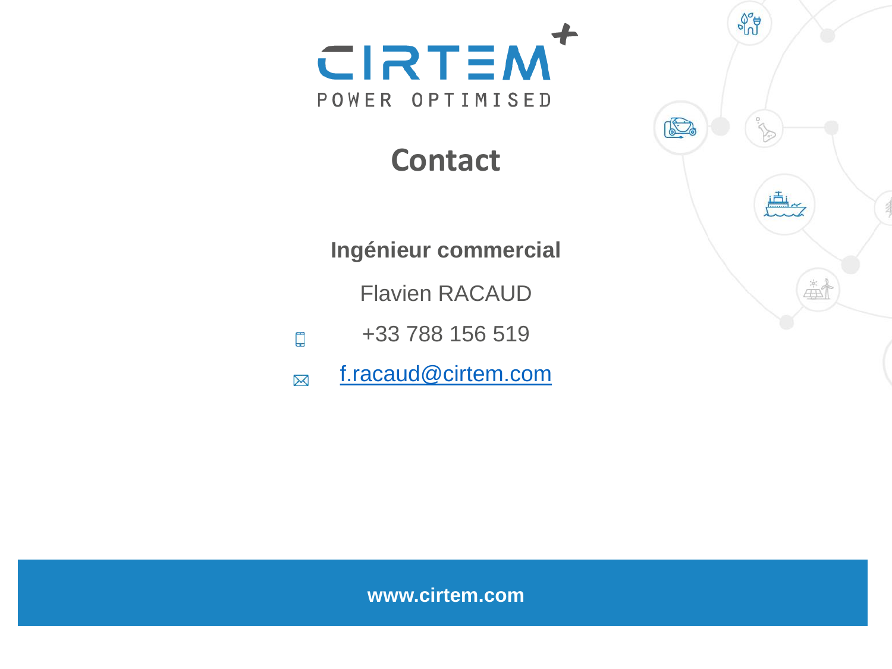CIRTEM

POWER OPTIMISED

# Contact

**Ingénieur commercial**

Flavien RACAUD

+33 788 156 519

f.racaud@cirtem.com

**www.cirtem.com**